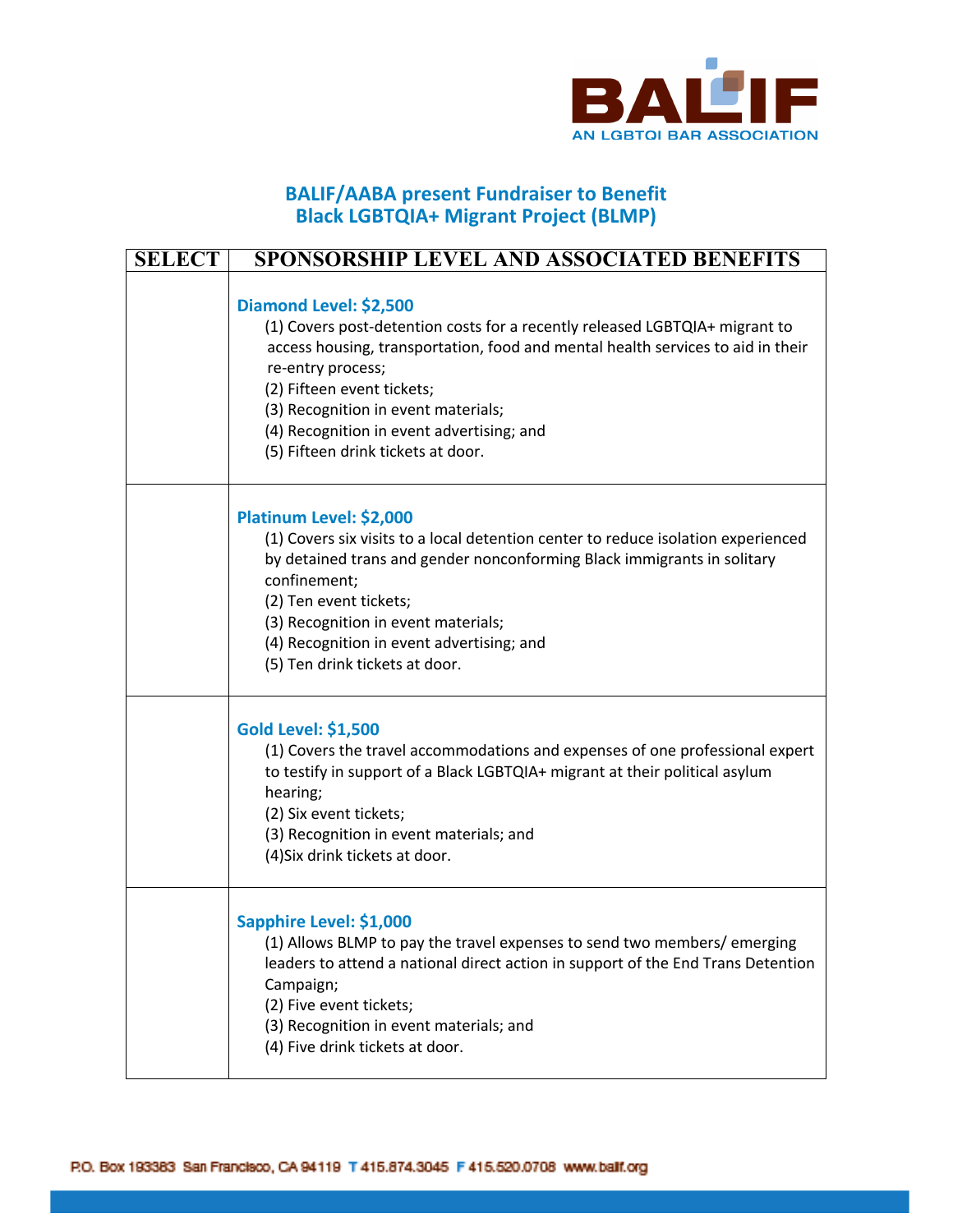BALIF

AN LGBTQI BAR ASSOCIATION

## BALIF/AABA present Fundraiser to Benefit Black LGBTQIA+ Migrant Project (BLMP)

| SELECT | SPONSORSHIP LEVEL AND ASSOCIATED BENEFITS |
|---|---|
| | **Diamond Level: $2,500**<br>(1) Covers post-detention costs for a recently released LGBTQIA+ migrant to access housing, transportation, food and mental health services to aid in their re-entry process;<br>(2) Fifteen event tickets;<br>(3) Recognition in event materials;<br>(4) Recognition in event advertising; and<br>(5) Fifteen drink tickets at door. |
| | **Platinum Level: $2,000**<br>(1) Covers six visits to a local detention center to reduce isolation experienced by detained trans and gender nonconforming Black immigrants in solitary confinement;<br>(2) Ten event tickets;<br>(3) Recognition in event materials;<br>(4) Recognition in event advertising; and<br>(5) Ten drink tickets at door. |
| | **Gold Level: $1,500**<br>(1) Covers the travel accommodations and expenses of one professional expert to testify in support of a Black LGBTQIA+ migrant at their political asylum hearing;<br>(2) Six event tickets;<br>(3) Recognition in event materials; and<br>(4)Six drink tickets at door. |
| | **Sapphire Level: $1,000**<br>(1) Allows BLMP to pay the travel expenses to send two members/ emerging leaders to attend a national direct action in support of the End Trans Detention Campaign;<br>(2) Five event tickets;<br>(3) Recognition in event materials; and<br>(4) Five drink tickets at door. |

P.O. Box 193383 San Francisco, CA 94119 T 415.874.3045 F 415.520.0708 www.balif.org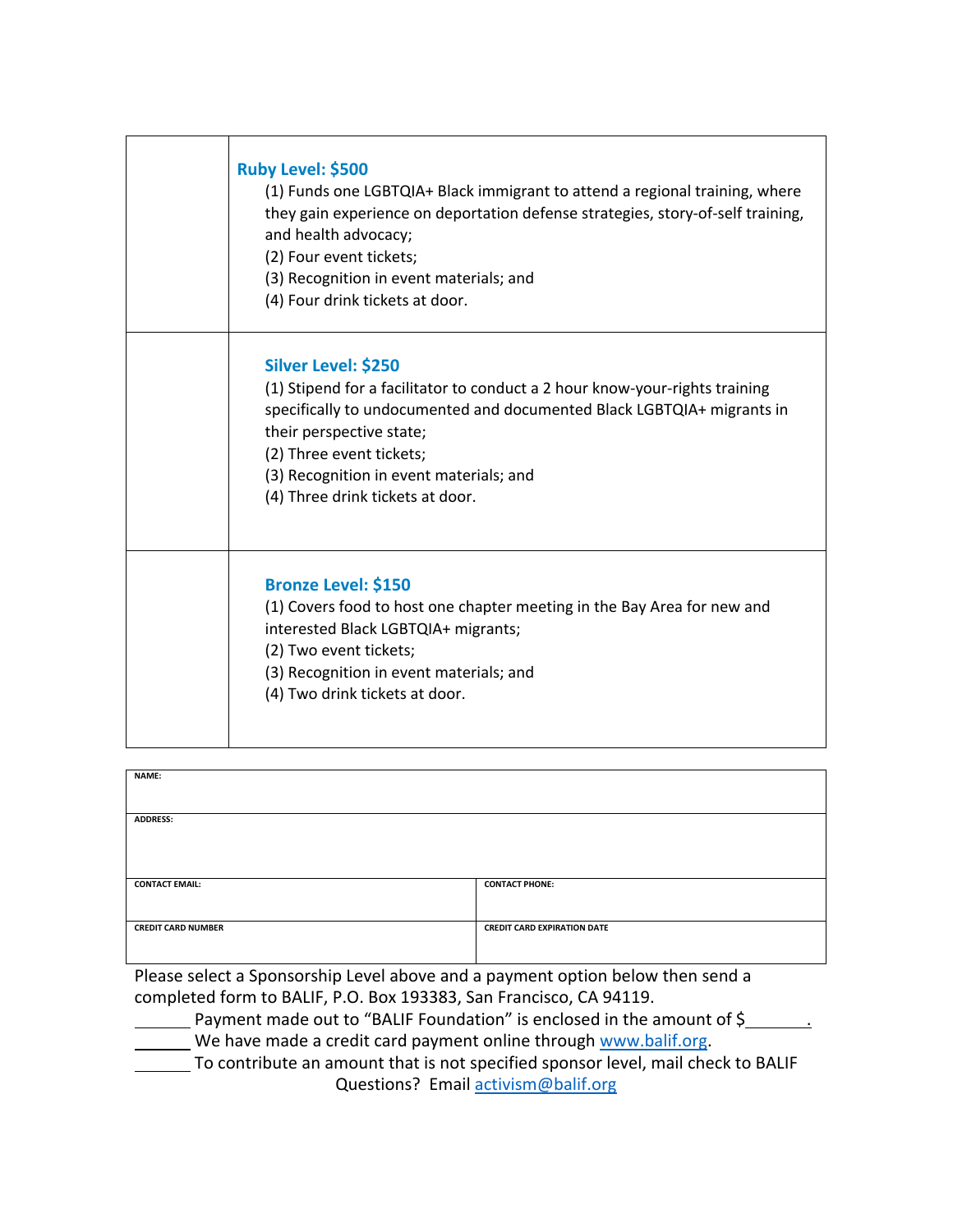| | |
|---|---|
| | **Ruby Level: $500**<br>(1) Funds one LGBTQIA+ Black immigrant to attend a regional training, where they gain experience on deportation defense strategies, story-of-self training, and health advocacy;<br>(2) Four event tickets;<br>(3) Recognition in event materials; and<br>(4) Four drink tickets at door. |
| | **Silver Level: $250**<br>(1) Stipend for a facilitator to conduct a 2 hour know-your-rights training specifically to undocumented and documented Black LGBTQIA+ migrants in their perspective state;<br>(2) Three event tickets;<br>(3) Recognition in event materials; and<br>(4) Three drink tickets at door. |
| | **Bronze Level: $150**<br>(1) Covers food to host one chapter meeting in the Bay Area for new and interested Black LGBTQIA+ migrants;<br>(2) Two event tickets;<br>(3) Recognition in event materials; and<br>(4) Two drink tickets at door. |

| | |
|---|---|
| NAME: | |
| ADDRESS: | |
| CONTACT EMAIL: | CONTACT PHONE: |
| CREDIT CARD NUMBER | CREDIT CARD EXPIRATION DATE |

Please select a Sponsorship Level above and a payment option below then send a completed form to BALIF, P.O. Box 193383, San Francisco, CA 94119.

_______ Payment made out to "BALIF Foundation" is enclosed in the amount of $_______.

_______ We have made a credit card payment online through www.balif.org.

_______ To contribute an amount that is not specified sponsor level, mail check to BALIF

Questions? Email activism@balif.org